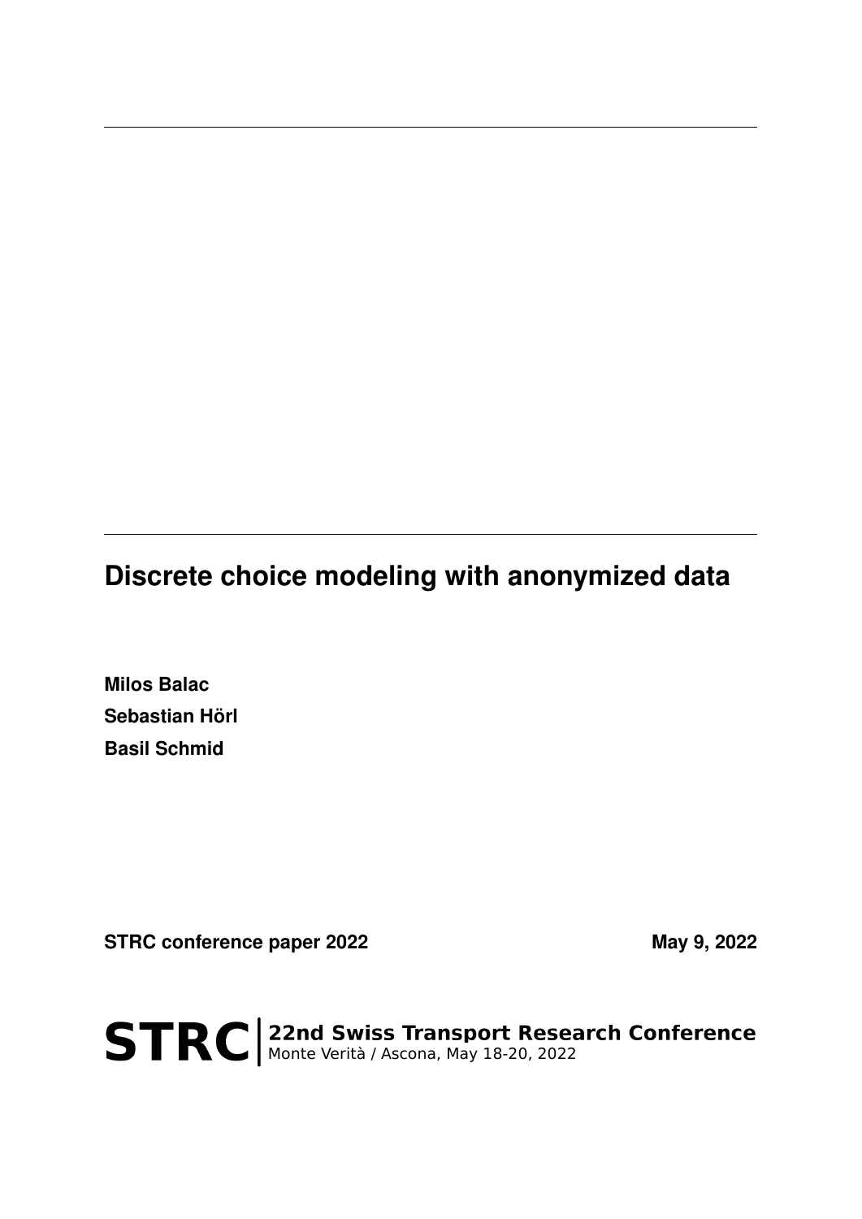# Discrete choice modeling with anonymized data

**Milos Balac**
**Sebastian Hörl**
**Basil Schmid**

**STRC conference paper 2022** **May 9, 2022**

**STRC** | **22nd Swiss Transport Research Conference**
Monte Verità / Ascona, May 18-20, 2022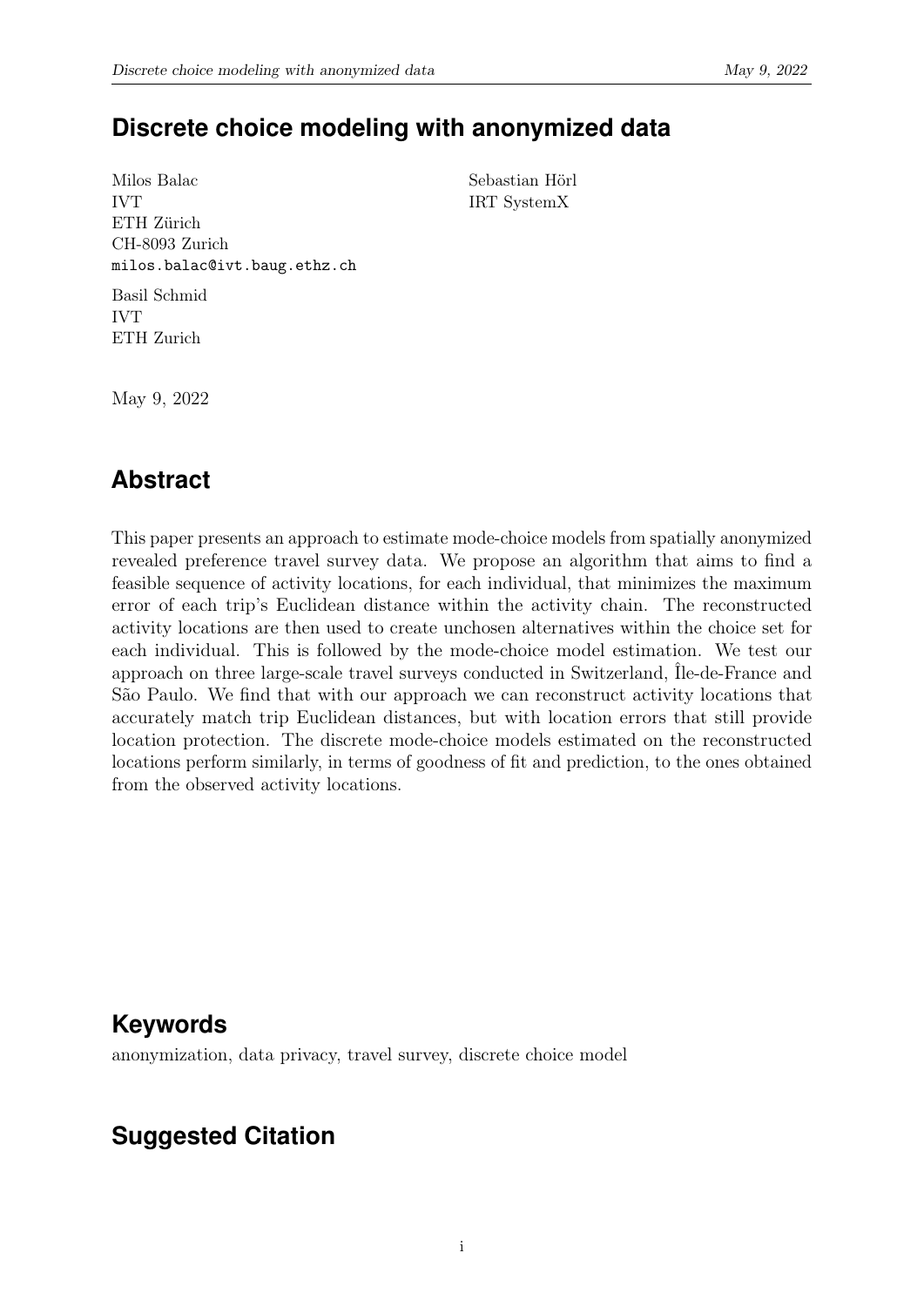# Discrete choice modeling with anonymized data

Milos Balac
IVT
ETH Zürich
CH-8093 Zurich
milos.balac@ivt.baug.ethz.ch

Sebastian Hörl
IRT SystemX

Basil Schmid
IVT
ETH Zurich

May 9, 2022

## Abstract

This paper presents an approach to estimate mode-choice models from spatially anonymized revealed preference travel survey data. We propose an algorithm that aims to find a feasible sequence of activity locations, for each individual, that minimizes the maximum error of each trip's Euclidean distance within the activity chain. The reconstructed activity locations are then used to create unchosen alternatives within the choice set for each individual. This is followed by the mode-choice model estimation. We test our approach on three large-scale travel surveys conducted in Switzerland, Île-de-France and São Paulo. We find that with our approach we can reconstruct activity locations that accurately match trip Euclidean distances, but with location errors that still provide location protection. The discrete mode-choice models estimated on the reconstructed locations perform similarly, in terms of goodness of fit and prediction, to the ones obtained from the observed activity locations.

## Keywords

anonymization, data privacy, travel survey, discrete choice model

## Suggested Citation